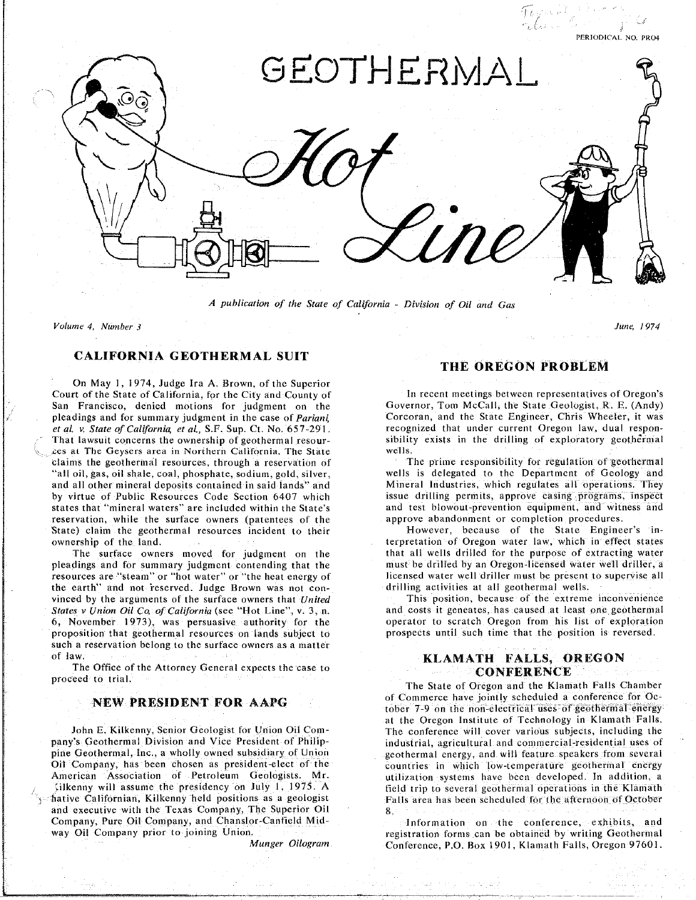PERIODICAL NO. PR04

# GEOTHERMAL Hot Line

*A publication of the State of California - Division of Oil and Gas*

*Volume 4, Number 3* *June, 1974*

## CALIFORNIA GEOTHERMAL SUIT

On May 1, 1974, Judge Ira A. Brown, of the Superior Court of the State of California, for the City and County of San Francisco, denied motions for judgment on the pleadings and for summary judgment in the case of *Pariani, et al. v. State of California, et al.*, S.F. Sup. Ct. No. 657-291. That lawsuit concerns the ownership of geothermal resources at The Geysers area in Northern California. The State claims the geothermal resources, through a reservation of "all oil, gas, oil shale, coal, phosphate, sodium, gold, silver, and all other mineral deposits contained in said lands" and by virtue of Public Resources Code Section 6407 which states that "mineral waters" are included within the State's reservation, while the surface owners (patentees of the State) claim the geothermal resources incident to their ownership of the land.

The surface owners moved for judgment on the pleadings and for summary judgment contending that the resources are "steam" or "hot water" or "the heat energy of the earth" and not reserved. Judge Brown was not convinced by the arguments of the surface owners that *United States v Union Oil Co. of California* (see "Hot Line", v. 3, n. 6, November 1973), was persuasive authority for the proposition that geothermal resources on lands subject to such a reservation belong to the surface owners as a matter of law.

The Office of the Attorney General expects the case to proceed to trial.

## NEW PRESIDENT FOR AAPG

John E. Kilkenny, Senior Geologist for Union Oil Company's Geothermal Division and Vice President of Philippine Geothermal, Inc., a wholly owned subsidiary of Union Oil Company, has been chosen as president-elect of the American Association of Petroleum Geologists. Mr. Kilkenny will assume the presidency on July 1, 1975. A native Californian, Kilkenny held positions as a geologist and executive with the Texas Company, The Superior Oil Company, Pure Oil Company, and Chanslor-Canfield Midway Oil Company prior to joining Union.

*Munger Oilogram*

## THE OREGON PROBLEM

In recent meetings between representatives of Oregon's Governor, Tom McCall, the State Geologist, R. E. (Andy) Corcoran, and the State Engineer, Chris Wheeler, it was recognized that under current Oregon law, dual responsibility exists in the drilling of exploratory geothermal wells.

The prime responsibility for regulation of geothermal wells is delegated to the Department of Geology and Mineral Industries, which regulates all operations. They issue drilling permits, approve casing programs, inspect and test blowout-prevention equipment, and witness and approve abandonment or completion procedures.

However, because of the State Engineer's interpretation of Oregon water law, which in effect states that all wells drilled for the purpose of extracting water must be drilled by an Oregon-licensed water well driller, a licensed water well driller must be present to supervise all drilling activities at all geothermal wells.

This position, because of the extreme inconvenience and costs it geneates, has caused at least one geothermal operator to scratch Oregon from his list of exploration prospects until such time that the position is reversed.

## KLAMATH FALLS, OREGON CONFERENCE

The State of Oregon and the Klamath Falls Chamber of Commerce have jointly scheduled a conference for October 7-9 on the non-electrical uses of geothermal energy at the Oregon Institute of Technology in Klamath Falls. The conference will cover various subjects, including the industrial, agricultural and commercial-residential uses of geothermal energy, and will feature speakers from several countries in which low-temperature geothermal energy utilization systems have been developed. In addition, a field trip to several geothermal operations in the Klamath Falls area has been scheduled for the afternoon of October 8.

Information on the conference, exhibits, and registration forms can be obtained by writing Geothermal Conference, P.O. Box 1901, Klamath Falls, Oregon 97601.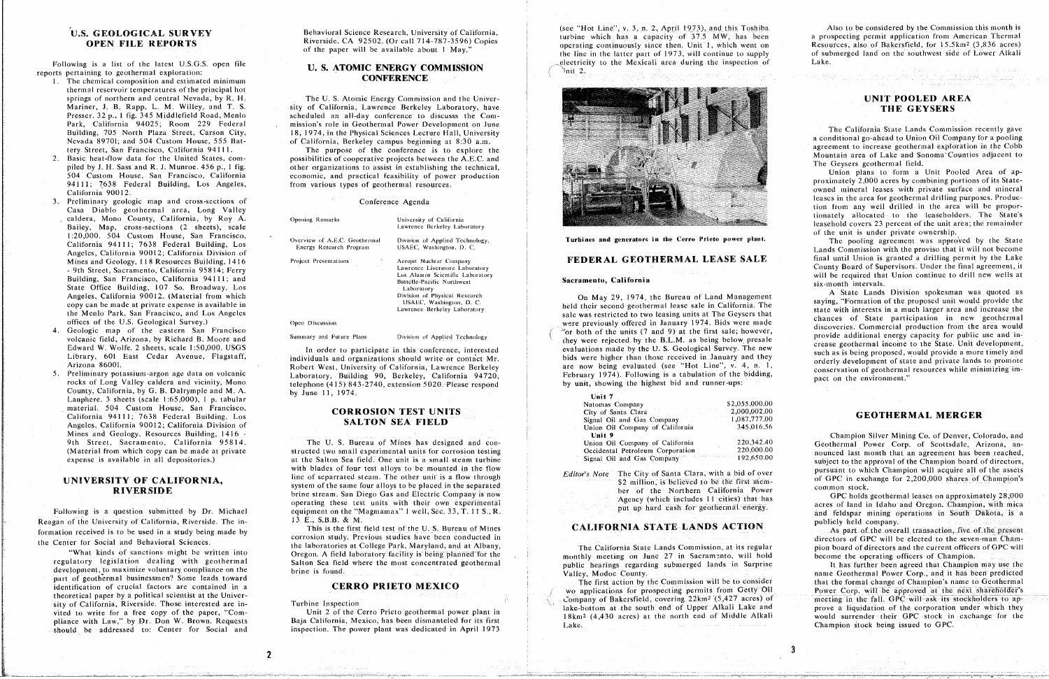## U.S. GEOLOGICAL SURVEY OPEN FILE REPORTS

Following is a list of the latest U.S.G.S. open file reports pertaining to geothermal exploration:

1. The chemical composition and estimated minimum thermal reservoir temperatures of the principal hot springs of northern and central Nevada, by R. H. Mariner, J. B. Rapp, L. M. Willey, and T. S. Presser. 32 p., 1 fig. 345 Middlefield Road, Menlo Park, California 94025; Room 229 Federal Building, 705 North Plaza Street, Carson City, Nevada 89701; and 504 Custom House, 555 Battery Street, San Francisco, California 94111.
2. Basic heat-flow data for the United States, compiled by J. H. Sass and R. J. Munroe. 456 p., 1 fig. 504 Custom House, San Francisco, California 94111; 7638 Federal Building, Los Angeles, California 90012.
3. Preliminary geologic map and cross-sections of Casa Diablo geothermal area, Long Valley caldera, Mono County, California, by Roy A. Bailey, Map, cross-sections (2 sheets), scale 1:20,000. 504 Custom House, San Francisco, California 94111; 7638 Federal Building, Los Angeles, California 90012; California Division of Mines and Geology, 118 Resources Building, 1416 - 9th Street, Sacramento, California 95814; Ferry Building, San Francisco, California 94111; and State Office Building, 107 So. Broadway, Los Angeles, California 90012. (Material from which copy can be made at private expense is available in the Menlo Park, San Francisco, and Los Angeles offices of the U.S. Geological Survey.)
4. Geologic map of the eastern San Francisco volcanic field, Arizona, by Richard B. Moore and Edward W. Wolfe. 2 sheets, scale 1:50,000. USGS Library, 601 East Cedar Avenue, Flagstaff, Arizona 86001.
5. Preliminary potassium-argon age data on volcanic rocks of Long Valley caldera and vicinity, Mono County, California, by G. B. Dalrymple and M. A. Lanphere. 3 sheets (scale 1:65,000), 1 p. tabular material. 504 Custom House, San Francisco, California 94111; 7638 Federal Building, Los Angeles, California 90012; California Division of Mines and Geology, Resources Building, 1416 - 9th Street, Sacramento, California 95814. (Material from which copy can be made at private expense is available in all depositories.)

## UNIVERSITY OF CALIFORNIA, RIVERSIDE

Following is a question submitted by Dr. Michael Reagan of the University of California, Riverside. The information received is to be used in a study being made by the Center for Social and Behavioral Sciences.

"What kinds of sanctions might be written into regulatory legislation dealing with geothermal development, to maximize voluntary compliance on the part of geothermal businessmen? Some leads toward identification of crucial factors are contained in a theoretical paper by a political scientist at the University of California, Riverside. Those interested are invited to write for a free copy of the paper, "Compliance with Law," by Dr. Don W. Brown. Requests should be addressed to: Center for Social and Behavioral Science Research, University of California, Riverside, CA 92502. (Or call 714-787-3596) Copies of the paper will be available about 1 May."

## U. S. ATOMIC ENERGY COMMISSION CONFERENCE

The U. S. Atomic Energy Commission and the University of California, Lawrence Berkeley Laboratory, have scheduled an all-day conference to discuss the Commission's role in Geothermal Power Development on June 18, 1974, in the Physical Sciences Lecture Hall, University of California, Berkeley campus beginning at 8:30 a.m.

The purpose of the conference is to explore the possibilities of cooperative projects between the A.E.C. and other organizations to assist in establishing the technical, economic, and practical feasibility of power production from various types of geothermal resources.

### Conference Agenda

| | |
|---|---|
| Opening Remarks | University of California Lawrence Berkeley Laboratory |
| Overview of A.E.C. Geothermal Energy Research Program | Division of Applied Technology, USAEC, Washington, D. C. |
| Project Presentations | Aerojet Nuclear Company<br>Lawrence Livermore Laboratory<br>Los Alamos Scientific Laboratory<br>Battelle-Pacific Northwest Laboratory<br>Division of Physical Research USAEC, Washington, D. C.<br>Lawrence Berkeley Laboratory |
| Open Discussion | |
| Summary and Future Plans | Division of Applied Technology |

In order to participate in this conference, interested individuals and organizations should write or contact Mr. Robert West, University of California, Lawrence Berkeley Laboratory, Building 90, Berkeley, California 94720, telephone (415) 843-2740, extension 5020. Please respond by June 11, 1974.

## CORROSION TEST UNITS SALTON SEA FIELD

The U. S. Bureau of Mines has designed and constructed two small experimental units for corrosion testing at the Salton Sea field. One unit is a small steam turbine with blades of four test alloys to be mounted in the flow line of separated steam. The other unit is a flow through system of the same four alloys to be placed in the separated brine stream. San Diego Gas and Electric Company is now operating these test units with their own experimental equipment on the "Magmamax" 1 well, Sec. 33, T. 11 S., R. 13 E., S.B.B. & M.

This is the first field test of the U. S. Bureau of Mines corrosion study. Previous studies have been conducted in the laboratories at College Park, Maryland, and at Albany, Oregon. A field laboratory facility is being planned for the Salton Sea field where the most concentrated geothermal brine is found.

## CERRO PRIETO MEXICO

Turbine Inspection

Unit 2 of the Cerro Prieto geothermal power plant in Baja California, Mexico, has been dismanteled for its first inspection. The power plant was dedicated in April 1973 (see "Hot Line", v. 3, n. 2, April 1973), and this Toshiba turbine which has a capacity of 37.5 MW, has been operating continuously since then. Unit 1, which went on the line in the latter part of 1973, will continue to supply electricity to the Mexicali area during the inspection of Unit 2.

Turbines and generators in the Cerro Prieto power plant.

## FEDERAL GEOTHERMAL LEASE SALE

**Sacramento, California**

On May 29, 1974, the Bureau of Land Management held their second geothermal lease sale in California. The sale was restricted to two leasing units at The Geysers that were previously offered in January 1974. Bids were made for both of the units (7 and 9) at the first sale; however, they were rejected by the B.L.M. as being below presale evaluations made by the U. S. Geological Survey. The new bids were higher than those received in January and they are now being evaluated (see "Hot Line", v. 4, n. 1, February 1974). Following is a tabulation of the bidding, by unit, showing the highest bid and runner-ups:

| | |
|---|---|
| **Unit 7** | |
| Natomas Company | $2,055,000.00 |
| City of Santa Clara | 2,000,002.00 |
| Signal Oil and Gas Company | 1,087,777.00 |
| Union Oil Company of California | 345,016.56 |
| **Unit 9** | |
| Union Oil Company of California | 220,342.40 |
| Occidental Petroleum Corporation | 220,000.00 |
| Signal Oil and Gas Company | 192,650.00 |

*Editor's Note* The City of Santa Clara, with a bid of over $2 million, is believed to be the first member of the Northern California Power Agency (which includes 11 cities) that has put up hard cash for geothermal energy.

## CALIFORNIA STATE LANDS ACTION

The California State Lands Commission, at its regular monthly meeting on June 27 in Sacramento, will hold public hearings regarding submerged lands in Surprise Valley, Modoc County.

The first action by the Commission will be to consider two applications for prospecting permits from Getty Oil Company of Bakersfield, covering 22km² (5,427 acres) of lake-bottom at the south end of Upper Alkali Lake and 18km² (4,430 acres) at the north end of Middle Alkali Lake.

Also to be considered by the Commission this month is a prospecting permit application from American Thermal Resources, also of Bakersfield, for 15.5km² (3,836 acres) of submerged land on the southwest side of Lower Alkali Lake.

## UNIT POOLED AREA THE GEYSERS

The California State Lands Commission recently gave a conditional go-ahead to Union Oil Company for a pooling agreement to increase geothermal exploration in the Cobb Mountain area of Lake and Sonoma Counties adjacent to The Geysers geothermal field.

Union plans to form a Unit Pooled Area of approximately 2,000 acres by combining portions of its State-owned mineral leases with private surface and mineral leases in the area for geothermal drilling purposes. Production from any well drilled in the area will be proportionately allocated to the leaseholders. The State's leasehold covers 23 percent of the unit area; the remainder of the unit is under private ownership.

The pooling agreement was approved by the State Lands Commission with the proviso that it will not become final until Union is granted a drilling permit by the Lake County Board of Supervisors. Under the final agreement, it will be required that Union continue to drill new wells at six-month intervals.

A State Lands Division spokesman was quoted as saying, "Formation of the proposed unit would provide the state with interests in a much larger area and increase the chances of State participation in new geothermal discoveries. Commercial production from the area would provide additional energy capacity for public use and increase geothermal income to the State. Unit development, such as is being proposed, would provide a more timely and orderly development of state and private lands to promote conservation of geothermal resources while minimizing impact on the environment."

## GEOTHERMAL MERGER

Champion Silver Mining Co. of Denver, Colorado, and Geothermal Power Corp. of Scottsdale, Arizona, announced last month that an agreement has been reached, subject to the approval of the Champion board of directors, pursuant to which Champion will acquire all of the assets of GPC in exchange for 2,200,000 shares of Champion's common stock.

GPC holds geothermal leases on approximately 28,000 acres of land in Idaho and Oregon. Champion, with mica and feldspar mining operations in South Dakota, is a publicly held company.

As part of the overall transaction, five of the present directors of GPC will be elected to the seven-man Champion board of directors and the current officers of GPC will become the operating officers of Champion.

It has further been agreed that Champion may use the name Geothermal Power Corp., and it has been predicted that the formal change of Champion's name to Geothermal Power Corp. will be approved at the next shareholder's meeting in the fall. GPC will ask its stockholders to approve a liquidation of the corporation under which they would surrender their GPC stock in exchange for the Champion stock being issued to GPC.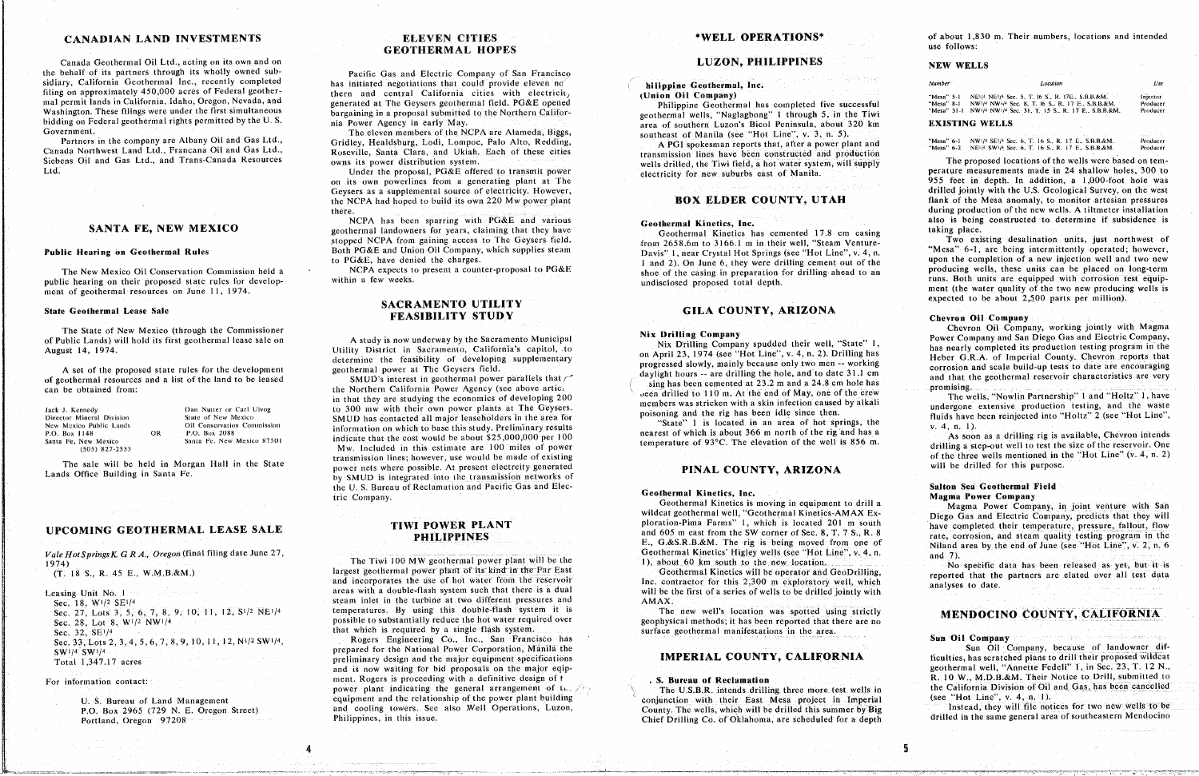## CANADIAN LAND INVESTMENTS

Canada Geothermal Oil Ltd., acting on its own and on the behalf of its partners through its wholly owned subsidiary, California Geothermal Inc., recently completed filing on approximately 450,000 acres of Federal geothermal permit lands in California, Idaho, Oregon, Nevada, and Washington. These filings were under the first simultaneous bidding on Federal geothermal rights permitted by the U. S. Government.

Partners in the company are Albany Oil and Gas Ltd., Canada Northwest Land Ltd., Francana Oil and Gas Ltd., Siebens Oil and Gas Ltd., and Trans-Canada Resources Ltd.

## SANTA FE, NEW MEXICO

### Public Hearing on Geothermal Rules

The New Mexico Oil Conservation Commission held a public hearing on their proposed state rules for development of geothermal resources on June 11, 1974.

### State Geothermal Lease Sale

The State of New Mexico (through the Commissioner of Public Lands) will hold its first geothermal lease sale on August 14, 1974.

A set of the proposed state rules for the development of geothermal resources and a list of the land to be leased can be obtained from:

| | | |
|---|---|---|
| Jack J. Kennedy<br>Director Mineral Division<br>New Mexico Public Lands<br>P.O. Box 1148<br>Santa Fe, New Mexico<br>(505) 827-2533 | OR | Dan Nutter or Carl Ulvog<br>State of New Mexico<br>Oil Conservation Commission<br>P.O. Box 2088<br>Santa Fe, New Mexico 87501 |

The sale will be held in Morgan Hall in the State Lands Office Building in Santa Fe.

## UPCOMING GEOTHERMAL LEASE SALE

*Vale Hot Springs K G R A., Oregon* (final filing date June 27, 1974)

(T. 18 S., R. 45 E., W.M.B.&M.)

Leasing Unit No. 1
Sec. 18, W1/2 SE1/4
Sec. 27, Lots 3, 5, 6, 7, 8, 9, 10, 11, 12, S1/2 NE1/4
Sec. 28, Lot 8, W1/2 NW1/4
Sec. 32, SE1/4
Sec. 33, Lots 2, 3, 4, 5, 6, 7, 8, 9, 10, 11, 12, N1/2 SW1/4, SW1/4 SW1/4
Total 1,347.17 acres

For information contact:

U. S. Bureau of Land Management
P.O. Box 2965 (729 N. E. Oregon Street)
Portland, Oregon 97208

## ELEVEN CITIES GEOTHERMAL HOPES

Pacific Gas and Electric Company of San Francisco has initiated negotiations that could provide eleven northern and central California cities with electricity generated at The Geysers geothermal field. PG&E opened bargaining in a proposal submitted to the Northern California Power Agency in early May.

The eleven members of the NCPA are Alameda, Biggs, Gridley, Healdsburg, Lodi, Lompoc, Palo Alto, Redding, Roseville, Santa Clara, and Ukiah. Each of these cities owns its power distribution system.

Under the proposal, PG&E offered to transmit power on its own powerlines from a generating plant at The Geysers as a supplemental source of electricity. However, the NCPA had hoped to build its own 220 Mw power plant there.

NCPA has been sparring with PG&E and various geothermal landowners for years, claiming that they have stopped NCPA from gaining access to The Geysers field. Both PG&E and Union Oil Company, which supplies steam to PG&E, have denied the charges.

NCPA expects to present a counter-proposal to PG&E within a few weeks.

## SACRAMENTO UTILITY FEASIBILITY STUDY

A study is now underway by the Sacramento Municipal Utility District in Sacramento, California's capitol, to determine the feasibility of developing supplementary geothermal power at The Geysers field.

SMUD's interest in geothermal power parallels that of the Northern California Power Agency (see above article) in that they are studying the economics of developing 200 to 300 mw with their own power plants at The Geysers. SMUD has contacted all major leaseholders in the area for information on which to base this study. Preliminary results indicate that the cost would be about $25,000,000 per 100 Mw. Included in this estimate are 100 miles of power transmission lines; however, use would be made of existing power nets where possible. At present electreity generated by SMUD is integrated into the transmission networks of the U. S. Bureau of Reclamation and Pacific Gas and Electric Company.

## TIWI POWER PLANT PHILIPPINES

The Tiwi 100 MW geothermal power plant will be the largest geothermal power plant of its kind in the Far East and incorporates the use of hot water from the reservoir areas with a double-flash system such that there is a dual steam inlet in the turbine at two different pressures and temperatures. By using this double-flash system it is possible to substantially reduce the hot water required over that which is required by a single flash system.

Rogers Engineering Co., Inc., San Francisco has prepared for the National Power Corporation, Manila the preliminary design and the major equipment specifications and is now waiting for bid proposals on the major equipment. Rogers is proceeding with a definitive design of the power plant indicating the general arrangement of the equipment and the relationship of the power plant building and cooling towers. See also Well Operations, Luzon, Philippines, in this issue.

## *WELL OPERATIONS*

### LUZON, PHILIPPINES

**Philippine Geothermal, Inc.**
**(Union Oil Company)**

Philippine Geothermal has completed five successful geothermal wells, "Naglagbong" 1 through 5, in the Tiwi area of southern Luzon's Bicol Peninsula, about 320 km southeast of Manila (see "Hot Line", v. 3, n. 5).

A PGI spokesman reports that, after a power plant and transmission lines have been constructed and production wells drilled, the Tiwi field, a hot water system, will supply electricity for new suburbs east of Manila.

### BOX ELDER COUNTY, UTAH

**Geothermal Kinetics, Inc.**

Geothermal Kinetics has cemented 17.8 cm casing from 2658.6m to 3166.1 m in their well, "Steam Venture-Davis" 1, near Crystal Hot Springs (see "Hot Line", v. 4, n. 1 and 2). On June 6, they were drilling cement out of the shoe of the casing in preparation for drilling ahead to an undisclosed proposed total depth.

### GILA COUNTY, ARIZONA

**Nix Drilling Company**

Nix Drilling Company spudded their well, "State" 1, on April 23, 1974 (see "Hot Line", v. 4, n. 2). Drilling has progressed slowly, mainly because only two men -- working daylight hours -- are drilling the hole, and to date 31.1 cm casing has been cemented at 23.2 m and a 24.8 cm hole has been drilled to 110 m. At the end of May, one of the crew members was stricken with a skin infection caused by alkali poisoning and the rig has been idle since then.

"State" 1 is located in an area of hot springs, the nearest of which is about 366 m north of the rig and has a temperature of 93°C. The elevation of the well is 856 m.

### PINAL COUNTY, ARIZONA

**Geothermal Kinetics, Inc.**

Geothermal Kinetics is moving in equipment to drill a wildcat geothermal well, "Geothermal Kinetics-AMAX Exploration-Pima Farms" 1, which is located 201 m south and 605 m east from the SW corner of Sec. 8, T. 7 S., R. 8 E., G.&S.R.B.&M. The rig is being moved from one of Geothermal Kinetics' Higley wells (see "Hot Line", v. 4, n. 1), about 60 km south to the new location.

Geothermal Kinetics will be operator and GeoDrilling, Inc. contractor for this 2,300 m exploratory well, which will be the first of a series of wells to be drilled jointly with AMAX.

The new well's location was spotted using strictly geophysical methods; it has been reported that there are no surface geothermal manifestations in the area.

### IMPERIAL COUNTY, CALIFORNIA

**U. S. Bureau of Reclamation**

The U.S.B.R. intends drilling three more test wells in conjunction with their East Mesa project in Imperial County. The wells, which will be drilled this summer by Big Chief Drilling Co. of Oklahoma, are scheduled for a depth of about 1,830 m. Their numbers, locations and intended use follows:

**NEW WELLS**

| Number | Location | Use |
|---|---|---|
| "Mesa" 5-1 | NE1/4 NE1/4 Sec. 5, T. 16 S., R. 17E., S.B.B.&M. | Injector |
| "Mesa" 8-1 | NW1/4 NW1/4 Sec. 8, T. 16 S., R. 17 E., S.B.B.&M. | Producer |
| "Mesa" 31-1 | NW1/4 NW1/4 Sec. 31, T. 15 S., R. 17 E., S.B.B.&M. | Producer |

**EXISTING WELLS**

| Number | Location | Use |
|---|---|---|
| "Mesa" 6-1 | NW1/4 SE1/4 Sec. 6, T. 16 S., R. 17 E., S.B.B.&M. | Producer |
| "Mesa" 6-2 | NE1/4 SW1/4 Sec. 6, T. 16 S., R. 17 E., S.B.B.&M. | Producer |

The proposed locations of the wells were based on temperature measurements made in 24 shallow holes, 300 to 955 feet in depth. In addition, a 1,000-foot hole was drilled jointly with the U.S. Geological Survey, on the west flank of the Mesa anomaly, to monitor artesian pressures during production of the new wells. A tiltmeter installation also is being constructed to determine if subsidence is taking place.

Two existing desalination units, just northwest of "Mesa" 6-1, are being intermittently operated; however, upon the completion of a new injection well and two new producing wells, these units can be placed on long-term runs. Both units are equipped with corrosion test equipment (the water quality of the two new producing wells is expected to be about 2,500 parts per million).

**Chevron Oil Company**

Chevron Oil Company, working jointly with Magma Power Company and San Diego Gas and Electric Company, has nearly completed its production testing program in the Heber G.R.A. of Imperial County. Chevron reports that corrosion and scale build-up tests to date are encouraging and that the geothermal reservoir characteristics are very promising.

The wells, "Nowlin Partnership" 1 and "Holtz" 1, have undergone extensive production testing, and the waste fluids have been reinjected into "Holtz" 2 (see "Hot Line", v. 4, n. 1).

As soon as a drilling rig is available, Chevron intends drilling a step-out well to test the size of the reservoir. One of the three wells mentioned in the "Hot Line" (v. 4, n. 2) will be drilled for this purpose.

**Salton Sea Geothermal Field**
**Magma Power Company**

Magma Power Company, in joint venture with San Diego Gas and Electric Company, predicts that they will have completed their temperature, pressure, fallout, flow rate, corrosion, and steam quality testing program in the Niland area by the end of June (see "Hot Line", v. 2, n. 6 and 7).

No specific data has been released as yet, but it is reported that the partners are elated over all test data analyses to date.

### MENDOCINO COUNTY, CALIFORNIA

**Sun Oil Company**

Sun Oil Company, because of landowner difficulties, has scratched plans to drill their proposed wildcat geothermal well, "Annette Fedeli" 1, in Sec. 23, T. 12 N., R. 10 W., M.D.B.&M. Their Notice to Drill, submitted to the California Division of Oil and Gas, has been cancelled (see "Hot Line", v. 4, n. 1).

Instead, they will file notices for two new wells to be drilled in the same general area of southeastern Mendocino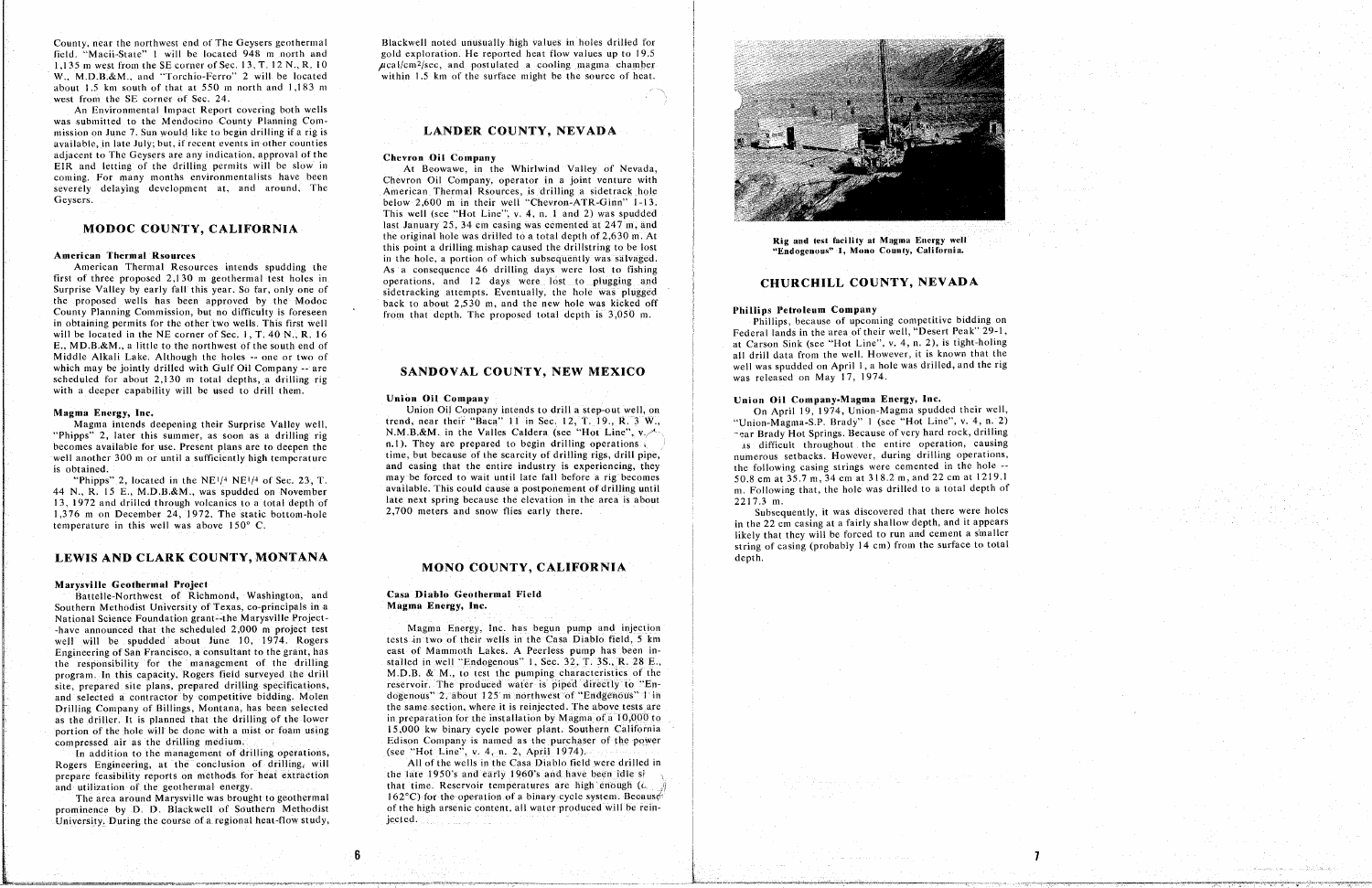County, near the northwest end of The Geysers geothermal field. "Macii-State" 1 will be located 948 m north and 1,135 m west from the SE corner of Sec. 13, T. 12 N., R. 10 W., M.D.B.&M., and "Torchio-Ferro" 2 will be located about 1.5 km south of that at 550 m north and 1,183 m west from the SE corner of Sec. 24.

An Environmental Impact Report covering both wells was submitted to the Mendocino County Planning Commission on June 7. Sun would like to begin drilling if a rig is available, in late July; but, if recent events in other counties adjacent to The Geysers are any indication, approval of the EIR and letting of the drilling permits will be slow in coming. For many months environmentalists have been severely delaying development at, and around, The Geysers.

## MODOC COUNTY, CALIFORNIA

### American Thermal Rsources

American Thermal Resources intends spudding the first of three proposed 2,130 m geothermal test holes in Surprise Valley by early fall this year. So far, only one of the proposed wells has been approved by the Modoc County Planning Commission, but no difficulty is foreseen in obtaining permits for the other two wells. This first well will be located in the NE corner of Sec. 1, T. 40 N., R. 16 E., MD.B.&M., a little to the northwest of the south end of Middle Alkali Lake. Although the holes -- one or two of which may be jointly drilled with Gulf Oil Company -- are scheduled for about 2,130 m total depths, a drilling rig with a deeper capability will be used to drill them.

### Magma Energy, Inc.

Magma intends deepening their Surprise Valley well, "Phipps" 2, later this summer, as soon as a drilling rig becomes available for use. Present plans are to deepen the well another 300 m or until a sufficiently high temperature is obtained.

"Phipps" 2, located in the NE1/4 NE1/4 of Sec. 23, T. 44 N., R. 15 E., M.D.B.&M., was spudded on November 13, 1972 and drilled through volcanics to a total depth of 1,376 m on December 24, 1972. The static bottom-hole temperature in this well was above 150° C.

## LEWIS AND CLARK COUNTY, MONTANA

### Marysville Geothermal Project

Battelle-Northwest of Richmond, Washington, and Southern Methodist University of Texas, co-principals in a National Science Foundation grant--the Marysville Project--have announced that the scheduled 2,000 m project test well will be spudded about June 10, 1974. Rogers Engineering, of San Francisco, a consultant to the grant, has the responsibility for the management of the drilling program. In this capacity, Rogers field surveyed the drill site, prepared site plans, prepared drilling specifications, and selected a contractor by competitive bidding. Molen Drilling Company of Billings, Montana, has been selected as the driller. It is planned that the drilling of the lower portion of the hole will be done with a mist or foam using compressed air as the drilling medium.

In addition to the management of drilling operations, Rogers Engineering, at the conclusion of drilling, will prepare feasibility reports on methods for heat extraction and utilization of the geothermal energy.

The area around Marysville was brought to geothermal prominence by D. D. Blackwell of Southern Methodist University. During the course of a regional heat-flow study, Blackwell noted unusually high values in holes drilled for gold exploration. He reported heat flow values up to 19.5 $\mu$cal/cm$^2$/sec, and postulated a cooling magma chamber within 1.5 km of the surface might be the source of heat.

## LANDER COUNTY, NEVADA

### Chevron Oil Company

At Beowawe, in the Whirlwind Valley of Nevada, Chevron Oil Company, operator in a joint venture with American Thermal Rsources, is drilling a sidetrack hole below 2,600 m in their well "Chevron-ATR-Ginn" 1-13. This well (see "Hot Line", v. 4, n. 1 and 2) was spudded last January 25, 34 cm casing was cemented at 247 m, and the original hole was drilled to a total depth of 2,630 m. At this point a drilling mishap caused the drillstring to be lost in the hole, a portion of which subsequently was salvaged. As a consequence 46 drilling days were lost to fishing operations, and 12 days were lost to plugging and sidetracking attempts. Eventually, the hole was plugged back to about 2,530 m, and the new hole was kicked off from that depth. The proposed total depth is 3,050 m.

## SANDOVAL COUNTY, NEW MEXICO

### Union Oil Company

Union Oil Company intends to drill a step-out well, on trend, near their "Baca" 11 in Sec. 12, T. 19., R. 3 W., N.M.B.&M. in the Valles Caldera (see "Hot Line", v. 4, n.1). They are prepared to begin drilling operations at this time, but because of the scarcity of drilling rigs, drill pipe, and casing that the entire industry is experiencing, they may be forced to wait until late fall before a rig becomes available. This could cause a postponement of drilling until late next spring because the elevation in the area is about 2,700 meters and snow flies early there.

## MONO COUNTY, CALIFORNIA

### Casa Diablo Geothermal Field
### Magma Energy, Inc.

Magma Energy, Inc. has begun pump and injection tests in two of their wells in the Casa Diablo field, 5 km east of Mammoth Lakes. A Peerless pump has been installed in well "Endogenous" 1, Sec. 32, T. 3S., R. 28 E., M.D.B. & M., to test the pumping characteristics of the reservoir. The produced water is piped directly to "Endogenous" 2, about 125 m northwest of "Endogenous" 1 in the same section, where it is reinjected. The above tests are in preparation for the installation by Magma of a 10,000 to 15,000 kw binary cycle power plant. Southern California Edison Company is named as the purchaser of the power (see "Hot Line", v. 4, n. 2, April 1974).

All of the wells in the Casa Diablo field were drilled in the late 1950's and early 1960's and have been idle since that time. Reservoir temperatures are high enough (c. 162°C) for the operation of a binary cycle system. Because of the high arsenic content, all water produced will be reinjected.

Rig and test facility at Magma Energy well "Endogenous" 1, Mono County, California.

## CHURCHILL COUNTY, NEVADA

### Phillips Petroleum Company

Phillips, because of upcoming competitive bidding on Federal lands in the area of their well, "Desert Peak" 29-1, at Carson Sink (see "Hot Line", v. 4, n. 2), is tight-holing all drill data from the well. However, it is known that the well was spudded on April 1, a hole was drilled, and the rig was released on May 17, 1974.

### Union Oil Company-Magma Energy, Inc.

On April 19, 1974, Union-Magma spudded their well, "Union-Magma-S.P. Brady" 1 (see "Hot Line", v. 4, n. 2) near Brady Hot Springs. Because of very hard rock, drilling was difficult throughout the entire operation, causing numerous setbacks. However, during drilling operations, the following casing strings were cemented in the hole -- 50.8 cm at 35.7 m, 34 cm at 318.2 m, and 22 cm at 1219.1 m. Following that, the hole was drilled to a total depth of 2217.3 m.

Subsequently, it was discovered that there were holes in the 22 cm casing at a fairly shallow depth, and it appears likely that they will be forced to run and cement a smaller string of casing (probably 14 cm) from the surface to total depth.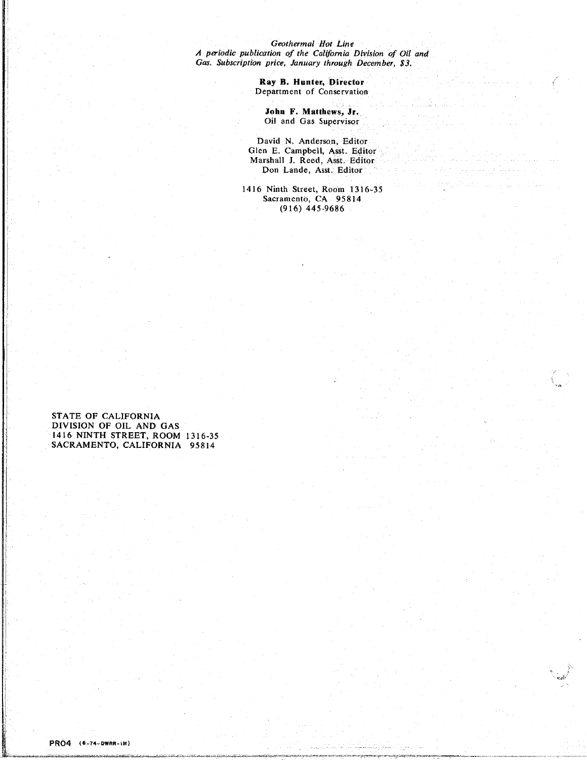*Geothermal Hot Line*
*A periodic publication of the California Division of Oil and Gas. Subscription price, January through December, $3.*

**Ray B. Hunter, Director**
Department of Conservation

**John F. Matthews, Jr.**
Oil and Gas Supervisor

David N. Anderson, Editor
Glen E. Campbell, Asst. Editor
Marshall J. Reed, Asst. Editor
Don Lande, Asst. Editor

1416 Ninth Street, Room 1316-35
Sacramento, CA 95814
(916) 445-9686

STATE OF CALIFORNIA
DIVISION OF OIL AND GAS
1416 NINTH STREET, ROOM 1316-35
SACRAMENTO, CALIFORNIA 95814

PRO4 (6-74-DWRR-1M)